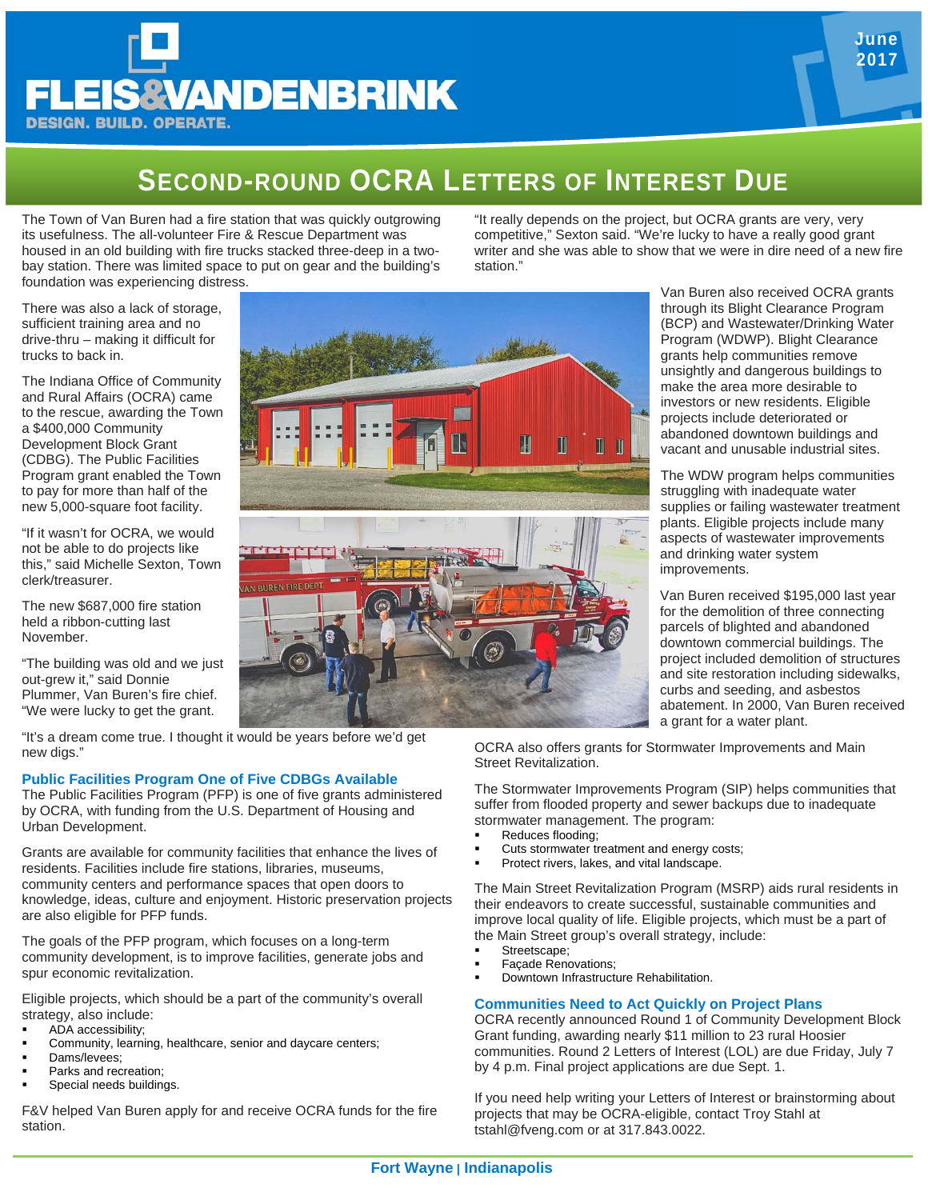# FLEIS&VANDENBRINK

DESIGN. BUILD. OPERATE.

June 2017

## Second-round OCRA Letters of Interest Due

The Town of Van Buren had a fire station that was quickly outgrowing its usefulness. The all-volunteer Fire & Rescue Department was housed in an old building with fire trucks stacked three-deep in a two-bay station. There was limited space to put on gear and the building's foundation was experiencing distress.

There was also a lack of storage, sufficient training area and no drive-thru – making it difficult for trucks to back in.

The Indiana Office of Community and Rural Affairs (OCRA) came to the rescue, awarding the Town a $400,000 Community Development Block Grant (CDBG). The Public Facilities Program grant enabled the Town to pay for more than half of the new 5,000-square foot facility.

"If it wasn't for OCRA, we would not be able to do projects like this," said Michelle Sexton, Town clerk/treasurer.

The new $687,000 fire station held a ribbon-cutting last November.

"The building was old and we just out-grew it," said Donnie Plummer, Van Buren's fire chief. "We were lucky to get the grant.

"It's a dream come true. I thought it would be years before we'd get new digs."

### Public Facilities Program One of Five CDBGs Available

The Public Facilities Program (PFP) is one of five grants administered by OCRA, with funding from the U.S. Department of Housing and Urban Development.

Grants are available for community facilities that enhance the lives of residents. Facilities include fire stations, libraries, museums, community centers and performance spaces that open doors to knowledge, ideas, culture and enjoyment. Historic preservation projects are also eligible for PFP funds.

The goals of the PFP program, which focuses on a long-term community development, is to improve facilities, generate jobs and spur economic revitalization.

Eligible projects, which should be a part of the community's overall strategy, also include:

- ADA accessibility;
- Community, learning, healthcare, senior and daycare centers;
- Dams/levees;
- Parks and recreation;
- Special needs buildings.

F&V helped Van Buren apply for and receive OCRA funds for the fire station.

"It really depends on the project, but OCRA grants are very, very competitive," Sexton said. "We're lucky to have a really good grant writer and she was able to show that we were in dire need of a new fire station."

Van Buren also received OCRA grants through its Blight Clearance Program (BCP) and Wastewater/Drinking Water Program (WDWP). Blight Clearance grants help communities remove unsightly and dangerous buildings to make the area more desirable to investors or new residents. Eligible projects include deteriorated or abandoned downtown buildings and vacant and unusable industrial sites.

The WDW program helps communities struggling with inadequate water supplies or failing wastewater treatment plants. Eligible projects include many aspects of wastewater improvements and drinking water system improvements.

Van Buren received $195,000 last year for the demolition of three connecting parcels of blighted and abandoned downtown commercial buildings. The project included demolition of structures and site restoration including sidewalks, curbs and seeding, and asbestos abatement. In 2000, Van Buren received a grant for a water plant.

OCRA also offers grants for Stormwater Improvements and Main Street Revitalization.

The Stormwater Improvements Program (SIP) helps communities that suffer from flooded property and sewer backups due to inadequate stormwater management. The program:

- Reduces flooding;
- Cuts stormwater treatment and energy costs;
- Protect rivers, lakes, and vital landscape.

The Main Street Revitalization Program (MSRP) aids rural residents in their endeavors to create successful, sustainable communities and improve local quality of life. Eligible projects, which must be a part of the Main Street group's overall strategy, include:

- Streetscape;
- Façade Renovations;
- Downtown Infrastructure Rehabilitation.

### Communities Need to Act Quickly on Project Plans

OCRA recently announced Round 1 of Community Development Block Grant funding, awarding nearly $11 million to 23 rural Hoosier communities. Round 2 Letters of Interest (LOL) are due Friday, July 7 by 4 p.m. Final project applications are due Sept. 1.

If you need help writing your Letters of Interest or brainstorming about projects that may be OCRA-eligible, contact Troy Stahl at tstahl@fveng.com or at 317.843.0022.

Fort Wayne | Indianapolis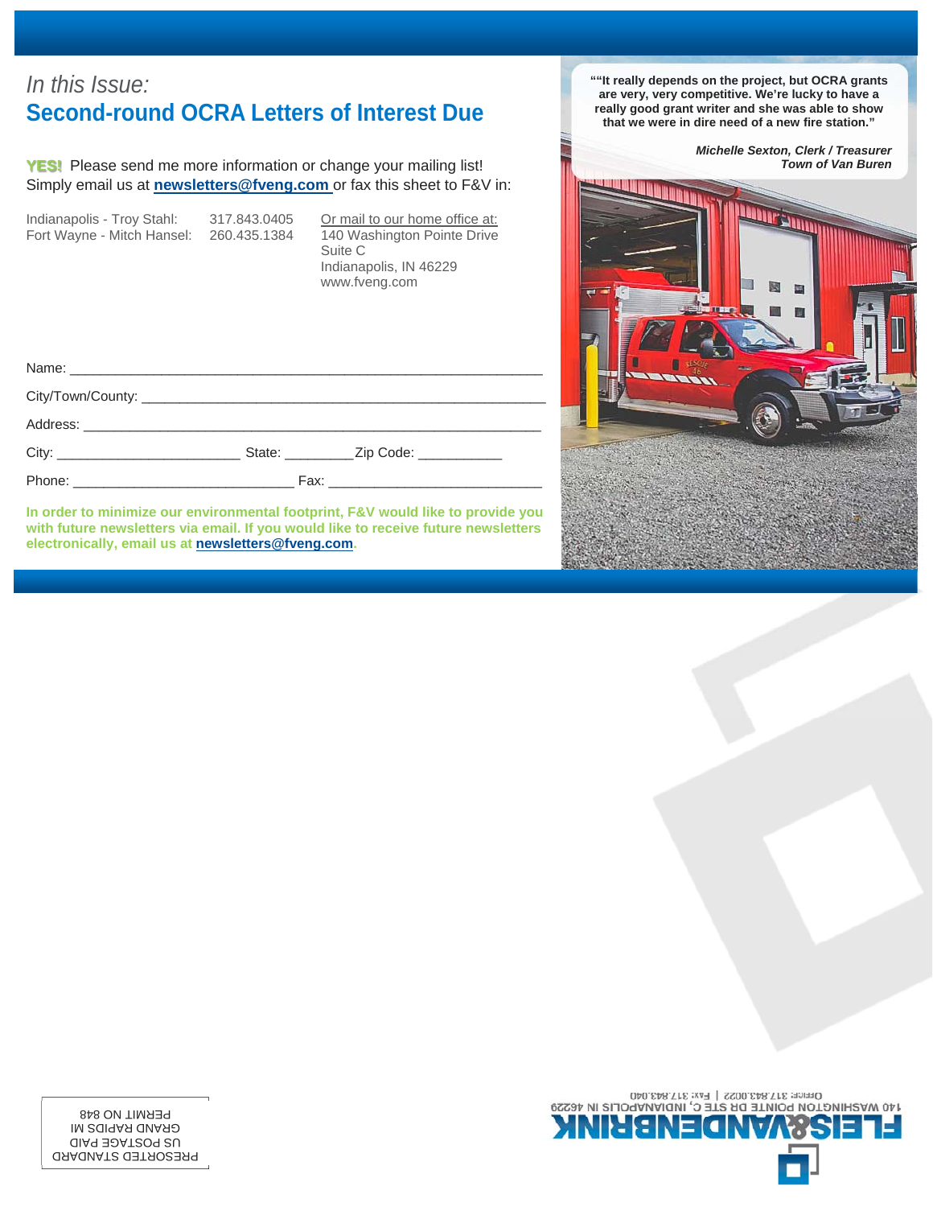*In this Issue:*

## Second-round OCRA Letters of Interest Due

**YES!** Please send me more information or change your mailing list! Simply email us at **newsletters@fveng.com** or fax this sheet to F&V in:

Indianapolis - Troy Stahl: 317.843.0405
Fort Wayne - Mitch Hansel: 260.435.1384

Or mail to our home office at:
140 Washington Pointe Drive
Suite C
Indianapolis, IN 46229
www.fveng.com

Name: ____________________________________________

City/Town/County: ____________________________________

Address: __________________________________________

City: ____________________ State: ________ Zip Code: __________

Phone: _______________________ Fax: ______________________

**In order to minimize our environmental footprint, F&V would like to provide you with future newsletters via email. If you would like to receive future newsletters electronically, email us at newsletters@fveng.com.**

**""It really depends on the project, but OCRA grants are very, very competitive. We're lucky to have a really good grant writer and she was able to show that we were in dire need of a new fire station."**

***Michelle Sexton, Clerk / Treasurer***
***Town of Van Buren***

PRESORTED STANDARD
US POSTAGE PAID
GRAND RAPIDS MI
PERMIT NO 848

FLEIS & VANDENBRINK
140 WASHINGTON POINTE DR STE C, INDIANAPOLIS IN 46229
Office: 317.843.0022 | Fax: 317.843.040